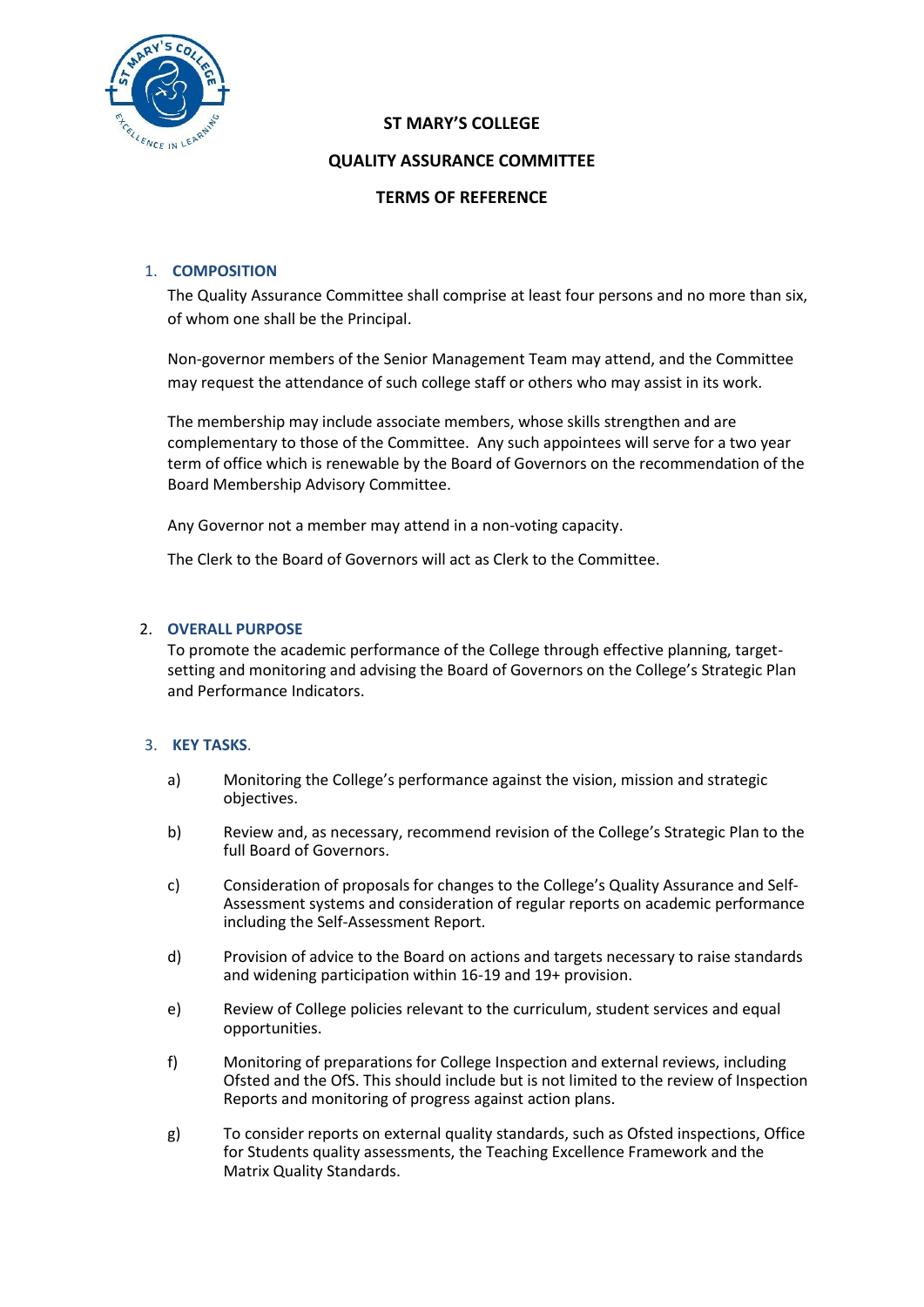# ST MARY'S COLLEGE

## QUALITY ASSURANCE COMMITTEE

## TERMS OF REFERENCE

### 1. COMPOSITION

The Quality Assurance Committee shall comprise at least four persons and no more than six, of whom one shall be the Principal.

Non-governor members of the Senior Management Team may attend, and the Committee may request the attendance of such college staff or others who may assist in its work.

The membership may include associate members, whose skills strengthen and are complementary to those of the Committee. Any such appointees will serve for a two year term of office which is renewable by the Board of Governors on the recommendation of the Board Membership Advisory Committee.

Any Governor not a member may attend in a non-voting capacity.

The Clerk to the Board of Governors will act as Clerk to the Committee.

### 2. OVERALL PURPOSE

To promote the academic performance of the College through effective planning, target-setting and monitoring and advising the Board of Governors on the College's Strategic Plan and Performance Indicators.

### 3. KEY TASKS.

a) Monitoring the College's performance against the vision, mission and strategic objectives.

b) Review and, as necessary, recommend revision of the College's Strategic Plan to the full Board of Governors.

c) Consideration of proposals for changes to the College's Quality Assurance and Self-Assessment systems and consideration of regular reports on academic performance including the Self-Assessment Report.

d) Provision of advice to the Board on actions and targets necessary to raise standards and widening participation within 16-19 and 19+ provision.

e) Review of College policies relevant to the curriculum, student services and equal opportunities.

f) Monitoring of preparations for College Inspection and external reviews, including Ofsted and the OfS. This should include but is not limited to the review of Inspection Reports and monitoring of progress against action plans.

g) To consider reports on external quality standards, such as Ofsted inspections, Office for Students quality assessments, the Teaching Excellence Framework and the Matrix Quality Standards.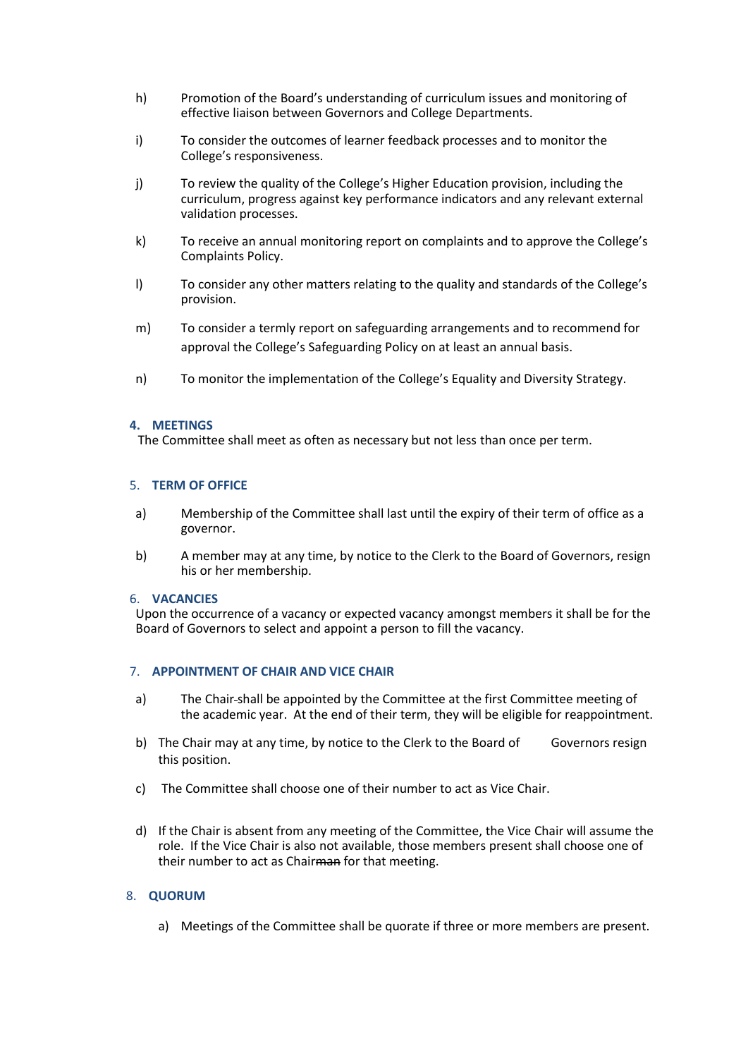h) Promotion of the Board's understanding of curriculum issues and monitoring of effective liaison between Governors and College Departments.

i) To consider the outcomes of learner feedback processes and to monitor the College's responsiveness.

j) To review the quality of the College's Higher Education provision, including the curriculum, progress against key performance indicators and any relevant external validation processes.

k) To receive an annual monitoring report on complaints and to approve the College's Complaints Policy.

l) To consider any other matters relating to the quality and standards of the College's provision.

m) To consider a termly report on safeguarding arrangements and to recommend for approval the College's Safeguarding Policy on at least an annual basis.

n) To monitor the implementation of the College's Equality and Diversity Strategy.

### 4. MEETINGS

The Committee shall meet as often as necessary but not less than once per term.

### 5. TERM OF OFFICE

a) Membership of the Committee shall last until the expiry of their term of office as a governor.

b) A member may at any time, by notice to the Clerk to the Board of Governors, resign his or her membership.

### 6. VACANCIES

Upon the occurrence of a vacancy or expected vacancy amongst members it shall be for the Board of Governors to select and appoint a person to fill the vacancy.

### 7. APPOINTMENT OF CHAIR AND VICE CHAIR

a) The Chair shall be appointed by the Committee at the first Committee meeting of the academic year. At the end of their term, they will be eligible for reappointment.

b) The Chair may at any time, by notice to the Clerk to the Board of Governors resign this position.

c) The Committee shall choose one of their number to act as Vice Chair.

d) If the Chair is absent from any meeting of the Committee, the Vice Chair will assume the role. If the Vice Chair is also not available, those members present shall choose one of their number to act as Chair~~man~~ for that meeting.

### 8. QUORUM

a) Meetings of the Committee shall be quorate if three or more members are present.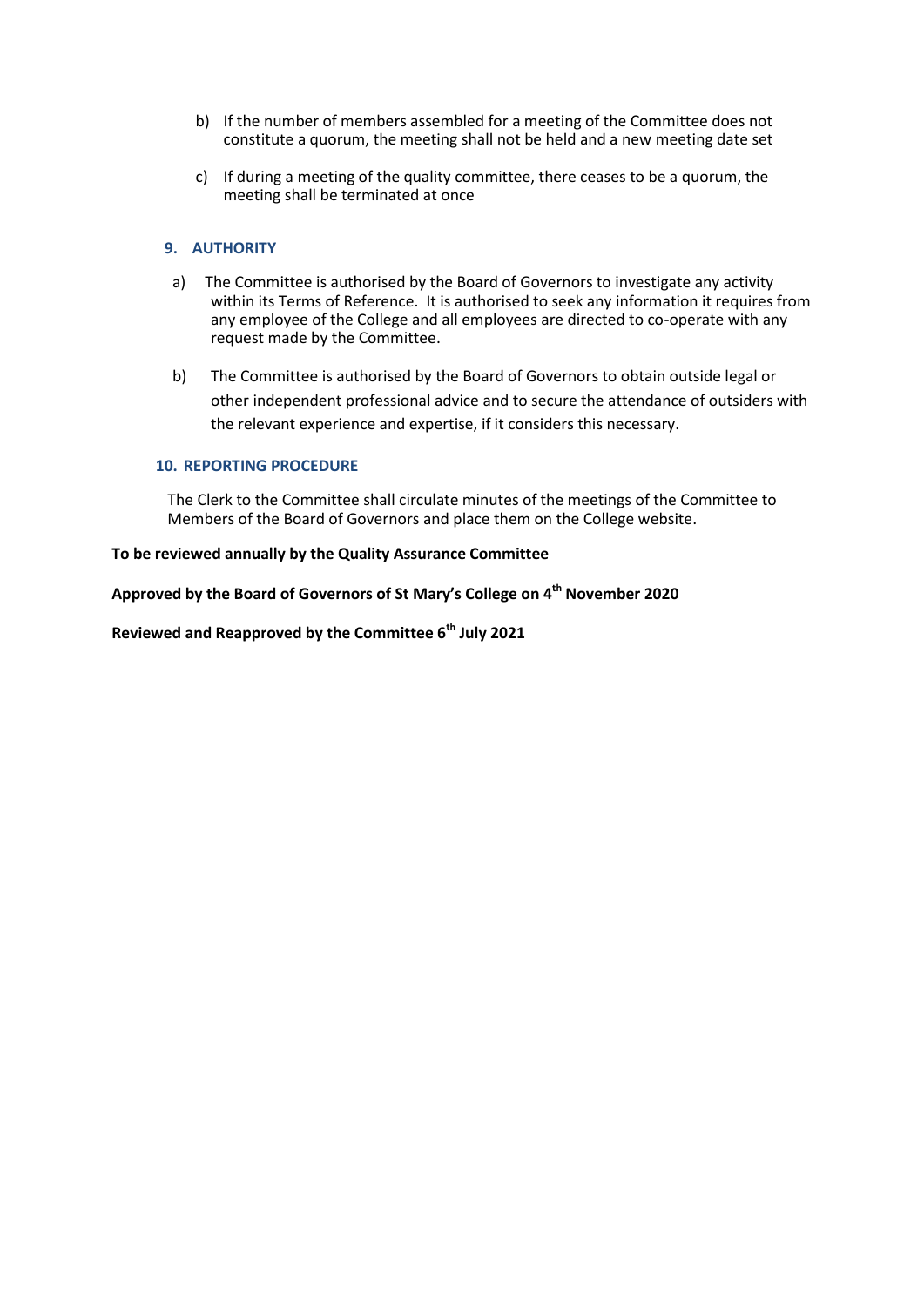b) If the number of members assembled for a meeting of the Committee does not constitute a quorum, the meeting shall not be held and a new meeting date set

c) If during a meeting of the quality committee, there ceases to be a quorum, the meeting shall be terminated at once

## 9. AUTHORITY

a) The Committee is authorised by the Board of Governors to investigate any activity within its Terms of Reference. It is authorised to seek any information it requires from any employee of the College and all employees are directed to co-operate with any request made by the Committee.

b) The Committee is authorised by the Board of Governors to obtain outside legal or other independent professional advice and to secure the attendance of outsiders with the relevant experience and expertise, if it considers this necessary.

## 10. REPORTING PROCEDURE

The Clerk to the Committee shall circulate minutes of the meetings of the Committee to Members of the Board of Governors and place them on the College website.

**To be reviewed annually by the Quality Assurance Committee**

**Approved by the Board of Governors of St Mary's College on 4th November 2020**

**Reviewed and Reapproved by the Committee 6th July 2021**